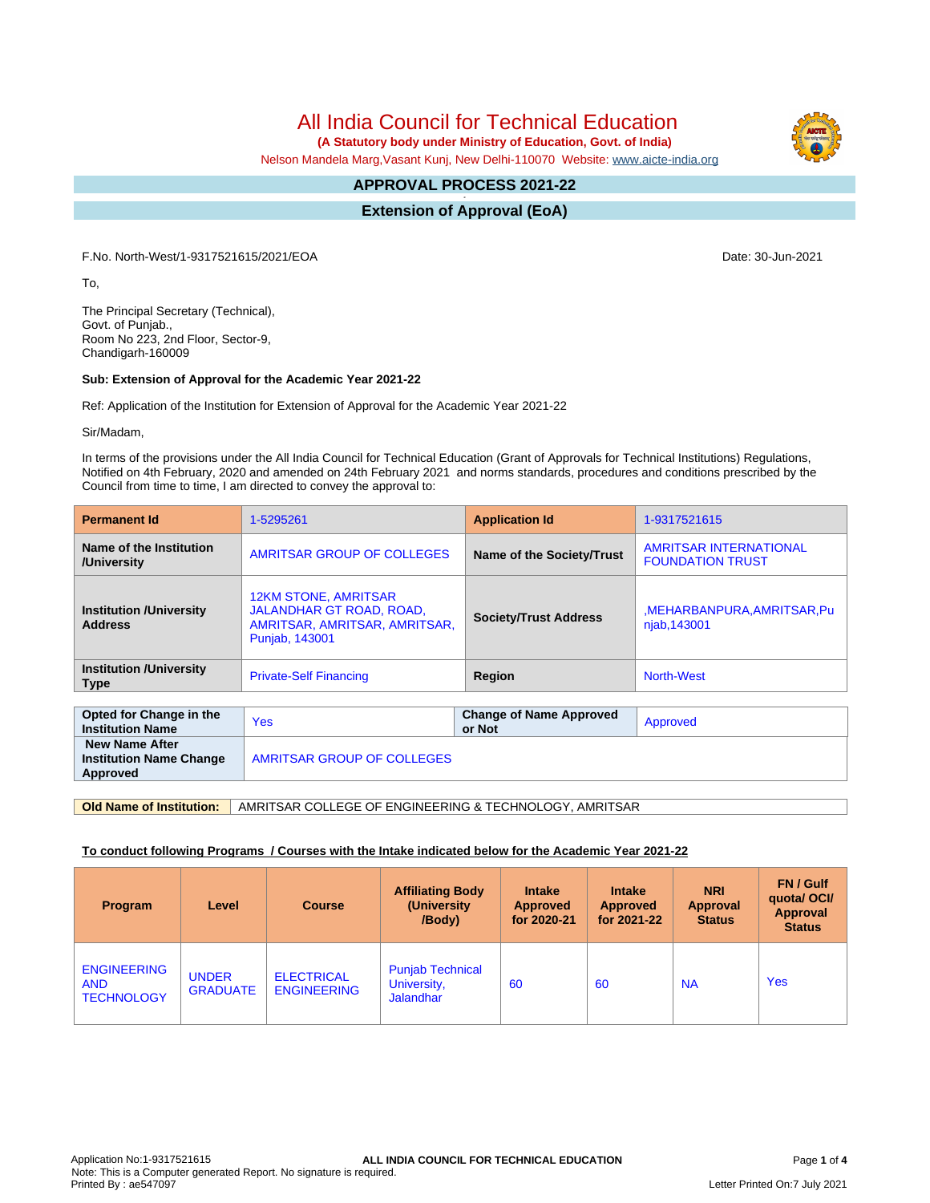# All India Council for Technical Education

**(A Statutory body under Ministry of Education, Govt. of India)**

Nelson Mandela Marg,Vasant Kunj, New Delhi-110070 Website: www.aicte-india.org

## APPROVAL PROCESS 2021-22

## Extension of Approval (EoA)

F.No. North-West/1-9317521615/2021/EOA

Date: 30-Jun-2021

To,

The Principal Secretary (Technical),
Govt. of Punjab.,
Room No 223, 2nd Floor, Sector-9,
Chandigarh-160009

**Sub: Extension of Approval for the Academic Year 2021-22**

Ref: Application of the Institution for Extension of Approval for the Academic Year 2021-22

Sir/Madam,

In terms of the provisions under the All India Council for Technical Education (Grant of Approvals for Technical Institutions) Regulations, Notified on 4th February, 2020 and amended on 24th February 2021 and norms standards, procedures and conditions prescribed by the Council from time to time, I am directed to convey the approval to:

| **Permanent Id** | 1-5295261 | **Application Id** | 1-9317521615 |
|---|---|---|---|
| **Name of the Institution /University** | AMRITSAR GROUP OF COLLEGES | **Name of the Society/Trust** | AMRITSAR INTERNATIONAL FOUNDATION TRUST |
| **Institution /University Address** | 12KM STONE, AMRITSAR JALANDHAR GT ROAD, ROAD, AMRITSAR, AMRITSAR, AMRITSAR, Punjab, 143001 | **Society/Trust Address** | ,MEHARBANPURA,AMRITSAR,Punjab,143001 |
| **Institution /University Type** | Private-Self Financing | **Region** | North-West |

| **Opted for Change in the Institution Name** | Yes | **Change of Name Approved or Not** | Approved |
|---|---|---|---|
| **New Name After Institution Name Change Approved** | AMRITSAR GROUP OF COLLEGES | | |

| **Old Name of Institution:** | AMRITSAR COLLEGE OF ENGINEERING & TECHNOLOGY, AMRITSAR |
|---|---|

**To conduct following Programs / Courses with the Intake indicated below for the Academic Year 2021-22**

| Program | Level | Course | Affiliating Body (University /Body) | Intake Approved for 2020-21 | Intake Approved for 2021-22 | NRI Approval Status | FN / Gulf quota/ OCI/ Approval Status |
|---|---|---|---|---|---|---|---|
| ENGINEERING AND TECHNOLOGY | UNDER GRADUATE | ELECTRICAL ENGINEERING | Punjab Technical University, Jalandhar | 60 | 60 | NA | Yes |

Application No:1-9317521615
Note: This is a Computer generated Report. No signature is required.
Printed By : ae547097
Letter Printed On:7 July 2021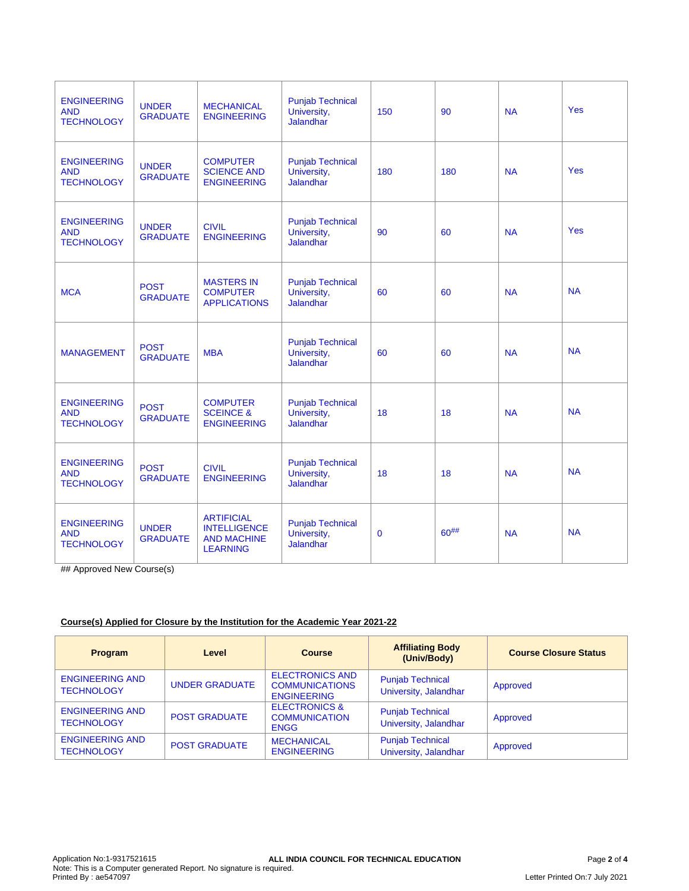| | | | | | | | |
|---|---|---|---|---|---|---|---|
| ENGINEERING AND TECHNOLOGY | UNDER GRADUATE | MECHANICAL ENGINEERING | Punjab Technical University, Jalandhar | 150 | 90 | NA | Yes |
| ENGINEERING AND TECHNOLOGY | UNDER GRADUATE | COMPUTER SCIENCE AND ENGINEERING | Punjab Technical University, Jalandhar | 180 | 180 | NA | Yes |
| ENGINEERING AND TECHNOLOGY | UNDER GRADUATE | CIVIL ENGINEERING | Punjab Technical University, Jalandhar | 90 | 60 | NA | Yes |
| MCA | POST GRADUATE | MASTERS IN COMPUTER APPLICATIONS | Punjab Technical University, Jalandhar | 60 | 60 | NA | NA |
| MANAGEMENT | POST GRADUATE | MBA | Punjab Technical University, Jalandhar | 60 | 60 | NA | NA |
| ENGINEERING AND TECHNOLOGY | POST GRADUATE | COMPUTER SCEINCE & ENGINEERING | Punjab Technical University, Jalandhar | 18 | 18 | NA | NA |
| ENGINEERING AND TECHNOLOGY | POST GRADUATE | CIVIL ENGINEERING | Punjab Technical University, Jalandhar | 18 | 18 | NA | NA |
| ENGINEERING AND TECHNOLOGY | UNDER GRADUATE | ARTIFICIAL INTELLIGENCE AND MACHINE LEARNING | Punjab Technical University, Jalandhar | 0 | 60## | NA | NA |

## Approved New Course(s)

**Course(s) Applied for Closure by the Institution for the Academic Year 2021-22**

| Program | Level | Course | Affiliating Body (Univ/Body) | Course Closure Status |
|---|---|---|---|---|
| ENGINEERING AND TECHNOLOGY | UNDER GRADUATE | ELECTRONICS AND COMMUNICATIONS ENGINEERING | Punjab Technical University, Jalandhar | Approved |
| ENGINEERING AND TECHNOLOGY | POST GRADUATE | ELECTRONICS & COMMUNICATION ENGG | Punjab Technical University, Jalandhar | Approved |
| ENGINEERING AND TECHNOLOGY | POST GRADUATE | MECHANICAL ENGINEERING | Punjab Technical University, Jalandhar | Approved |

Application No:1-9317521615

ALL INDIA COUNCIL FOR TECHNICAL EDUCATION

Note: This is a Computer generated Report. No signature is required.

Printed By : ae547097

Letter Printed On:7 July 2021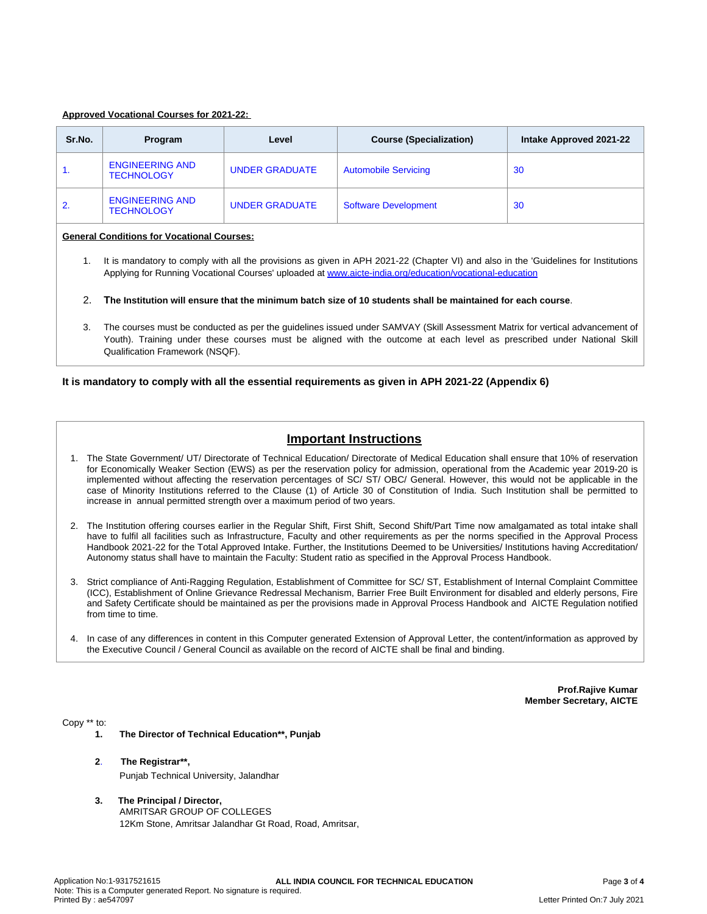**Approved Vocational Courses for 2021-22:**

| Sr.No. | Program | Level | Course (Specialization) | Intake Approved 2021-22 |
|---|---|---|---|---|
| 1. | ENGINEERING AND TECHNOLOGY | UNDER GRADUATE | Automobile Servicing | 30 |
| 2. | ENGINEERING AND TECHNOLOGY | UNDER GRADUATE | Software Development | 30 |

**General Conditions for Vocational Courses:**

1. It is mandatory to comply with all the provisions as given in APH 2021-22 (Chapter VI) and also in the 'Guidelines for Institutions Applying for Running Vocational Courses' uploaded at www.aicte-india.org/education/vocational-education
2. **The Institution will ensure that the minimum batch size of 10 students shall be maintained for each course**.
3. The courses must be conducted as per the guidelines issued under SAMVAY (Skill Assessment Matrix for vertical advancement of Youth). Training under these courses must be aligned with the outcome at each level as prescribed under National Skill Qualification Framework (NSQF).

**It is mandatory to comply with all the essential requirements as given in APH 2021-22 (Appendix 6)**

## Important Instructions

1. The State Government/ UT/ Directorate of Technical Education/ Directorate of Medical Education shall ensure that 10% of reservation for Economically Weaker Section (EWS) as per the reservation policy for admission, operational from the Academic year 2019-20 is implemented without affecting the reservation percentages of SC/ ST/ OBC/ General. However, this would not be applicable in the case of Minority Institutions referred to the Clause (1) of Article 30 of Constitution of India. Such Institution shall be permitted to increase in annual permitted strength over a maximum period of two years.
2. The Institution offering courses earlier in the Regular Shift, First Shift, Second Shift/Part Time now amalgamated as total intake shall have to fulfil all facilities such as Infrastructure, Faculty and other requirements as per the norms specified in the Approval Process Handbook 2021-22 for the Total Approved Intake. Further, the Institutions Deemed to be Universities/ Institutions having Accreditation/ Autonomy status shall have to maintain the Faculty: Student ratio as specified in the Approval Process Handbook.
3. Strict compliance of Anti-Ragging Regulation, Establishment of Committee for SC/ ST, Establishment of Internal Complaint Committee (ICC), Establishment of Online Grievance Redressal Mechanism, Barrier Free Built Environment for disabled and elderly persons, Fire and Safety Certificate should be maintained as per the provisions made in Approval Process Handbook and AICTE Regulation notified from time to time.
4. In case of any differences in content in this Computer generated Extension of Approval Letter, the content/information as approved by the Executive Council / General Council as available on the record of AICTE shall be final and binding.

**Prof.Rajive Kumar**
**Member Secretary, AICTE**

Copy ** to:

1. **The Director of Technical Education**, Punjab**
2. **The Registrar**,**
   Punjab Technical University, Jalandhar
3. **The Principal / Director,**
   AMRITSAR GROUP OF COLLEGES
   12Km Stone, Amritsar Jalandhar Gt Road, Road, Amritsar,

Application No:1-9317521615
Note: This is a Computer generated Report. No signature is required.
Printed By : ae547097
Letter Printed On:7 July 2021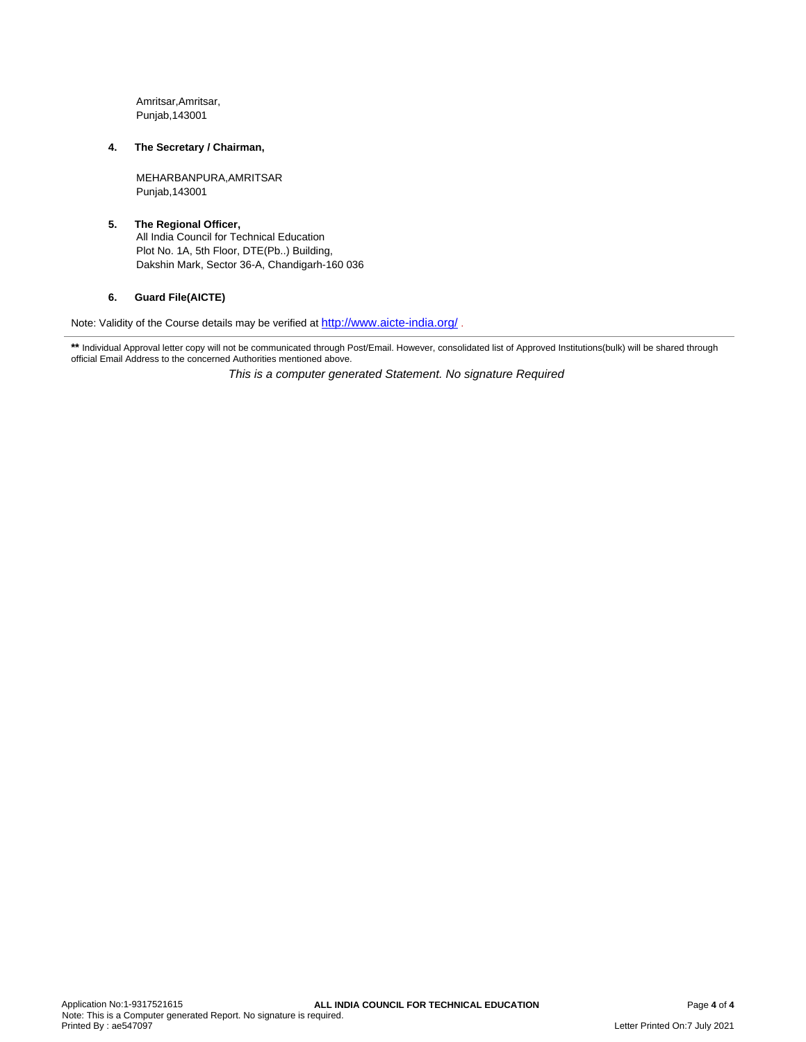Amritsar,Amritsar,
Punjab,143001

4. **The Secretary / Chairman,**

   MEHARBANPURA,AMRITSAR
   Punjab,143001

5. **The Regional Officer,**
   All India Council for Technical Education
   Plot No. 1A, 5th Floor, DTE(Pb..) Building,
   Dakshin Mark, Sector 36-A, Chandigarh-160 036

6. **Guard File(AICTE)**

Note: Validity of the Course details may be verified at http://www.aicte-india.org/ .

---

**\*\*** Individual Approval letter copy will not be communicated through Post/Email. However, consolidated list of Approved Institutions(bulk) will be shared through official Email Address to the concerned Authorities mentioned above.

*This is a computer generated Statement. No signature Required*